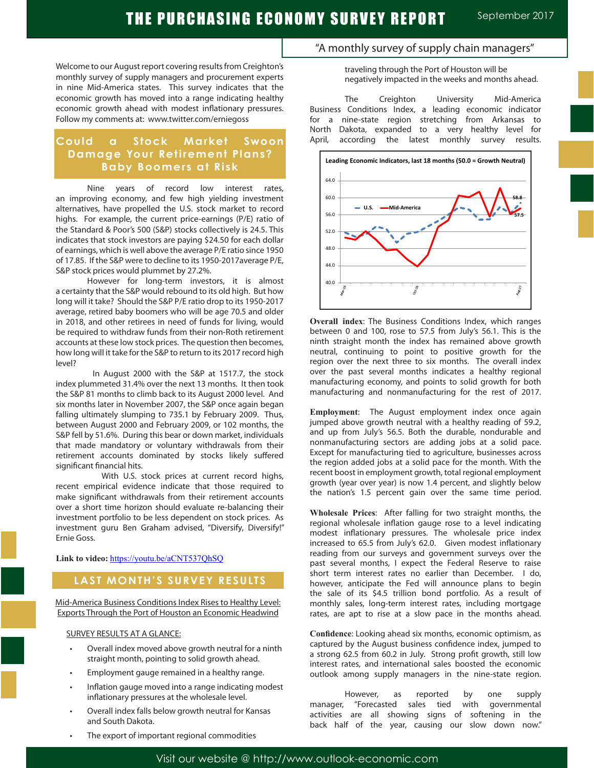# THE PURCHASING ECONOMY SURVEY REPORT

September 2017

"A monthly survey of supply chain managers"

Welcome to our August report covering results from Creighton's monthly survey of supply managers and procurement experts in nine Mid-America states. This survey indicates that the economic growth has moved into a range indicating healthy economic growth ahead with modest inflationary pressures. Follow my comments at: www.twitter.com/erniegoss

## Could a Stock Market Swoon Damage Your Retirement Plans? Baby Boomers at Risk

Nine years of record low interest rates, an improving economy, and few high yielding investment alternatives, have propelled the U.S. stock market to record highs. For example, the current price-earnings (P/E) ratio of the Standard & Poor's 500 (S&P) stocks collectively is 24.5. This indicates that stock investors are paying $24.50 for each dollar of earnings, which is well above the average P/E ratio since 1950 of 17.85. If the S&P were to decline to its 1950-2017average P/E, S&P stock prices would plummet by 27.2%.

However for long-term investors, it is almost a certainty that the S&P would rebound to its old high. But how long will it take? Should the S&P P/E ratio drop to its 1950-2017 average, retired baby boomers who will be age 70.5 and older in 2018, and other retirees in need of funds for living, would be required to withdraw funds from their non-Roth retirement accounts at these low stock prices. The question then becomes, how long will it take for the S&P to return to its 2017 record high level?

In August 2000 with the S&P at 1517.7, the stock index plummeted 31.4% over the next 13 months. It then took the S&P 81 months to climb back to its August 2000 level. And six months later in November 2007, the S&P once again began falling ultimately slumping to 735.1 by February 2009. Thus, between August 2000 and February 2009, or 102 months, the S&P fell by 51.6%. During this bear or down market, individuals that made mandatory or voluntary withdrawals from their retirement accounts dominated by stocks likely suffered significant financial hits.

With U.S. stock prices at current record highs, recent empirical evidence indicate that those required to make significant withdrawals from their retirement accounts over a short time horizon should evaluate re-balancing their investment portfolio to be less dependent on stock prices. As investment guru Ben Graham advised, "Diversify, Diversify!" Ernie Goss.

**Link to video:** https://youtu.be/aCNT537QhSQ

## LAST MONTH'S SURVEY RESULTS

Mid-America Business Conditions Index Rises to Healthy Level: Exports Through the Port of Houston an Economic Headwind

SURVEY RESULTS AT A GLANCE:

- Overall index moved above growth neutral for a ninth straight month, pointing to solid growth ahead.
- Employment gauge remained in a healthy range.
- Inflation gauge moved into a range indicating modest inflationary pressures at the wholesale level.
- Overall index falls below growth neutral for Kansas and South Dakota.
- The export of important regional commodities traveling through the Port of Houston will be negatively impacted in the weeks and months ahead.

The Creighton University Mid-America Business Conditions Index, a leading economic indicator for a nine-state region stretching from Arkansas to North Dakota, expanded to a very healthy level for April, according the latest monthly survey results.

**Leading Economic Indicators, last 18 months (50.0 = Growth Neutral)**

(Chart: U.S. and Mid-America, Mar-16 to Aug-17; latest values 58.8 and 57.5)

**Overall index**: The Business Conditions Index, which ranges between 0 and 100, rose to 57.5 from July's 56.1. This is the ninth straight month the index has remained above growth neutral, continuing to point to positive growth for the region over the next three to six months. The overall index over the past several months indicates a healthy regional manufacturing economy, and points to solid growth for both manufacturing and nonmanufacturing for the rest of 2017.

**Employment**: The August employment index once again jumped above growth neutral with a healthy reading of 59.2, and up from July's 56.5. Both the durable, nondurable and nonmanufacturing sectors are adding jobs at a solid pace. Except for manufacturing tied to agriculture, businesses across the region added jobs at a solid pace for the month. With the recent boost in employment growth, total regional employment growth (year over year) is now 1.4 percent, and slightly below the nation's 1.5 percent gain over the same time period.

**Wholesale Prices**: After falling for two straight months, the regional wholesale inflation gauge rose to a level indicating modest inflationary pressures. The wholesale price index increased to 65.5 from July's 62.0. Given modest inflationary reading from our surveys and government surveys over the past several months, I expect the Federal Reserve to raise short term interest rates no earlier than December. I do, however, anticipate the Fed will announce plans to begin the sale of its $4.5 trillion bond portfolio. As a result of monthly sales, long-term interest rates, including mortgage rates, are apt to rise at a slow pace in the months ahead.

**Confidence**: Looking ahead six months, economic optimism, as captured by the August business confidence index, jumped to a strong 62.5 from 60.2 in July. Strong profit growth, still low interest rates, and international sales boosted the economic outlook among supply managers in the nine-state region.

However, as reported by one supply manager, "Forecasted sales tied with governmental activities are all showing signs of softening in the back half of the year, causing our slow down now."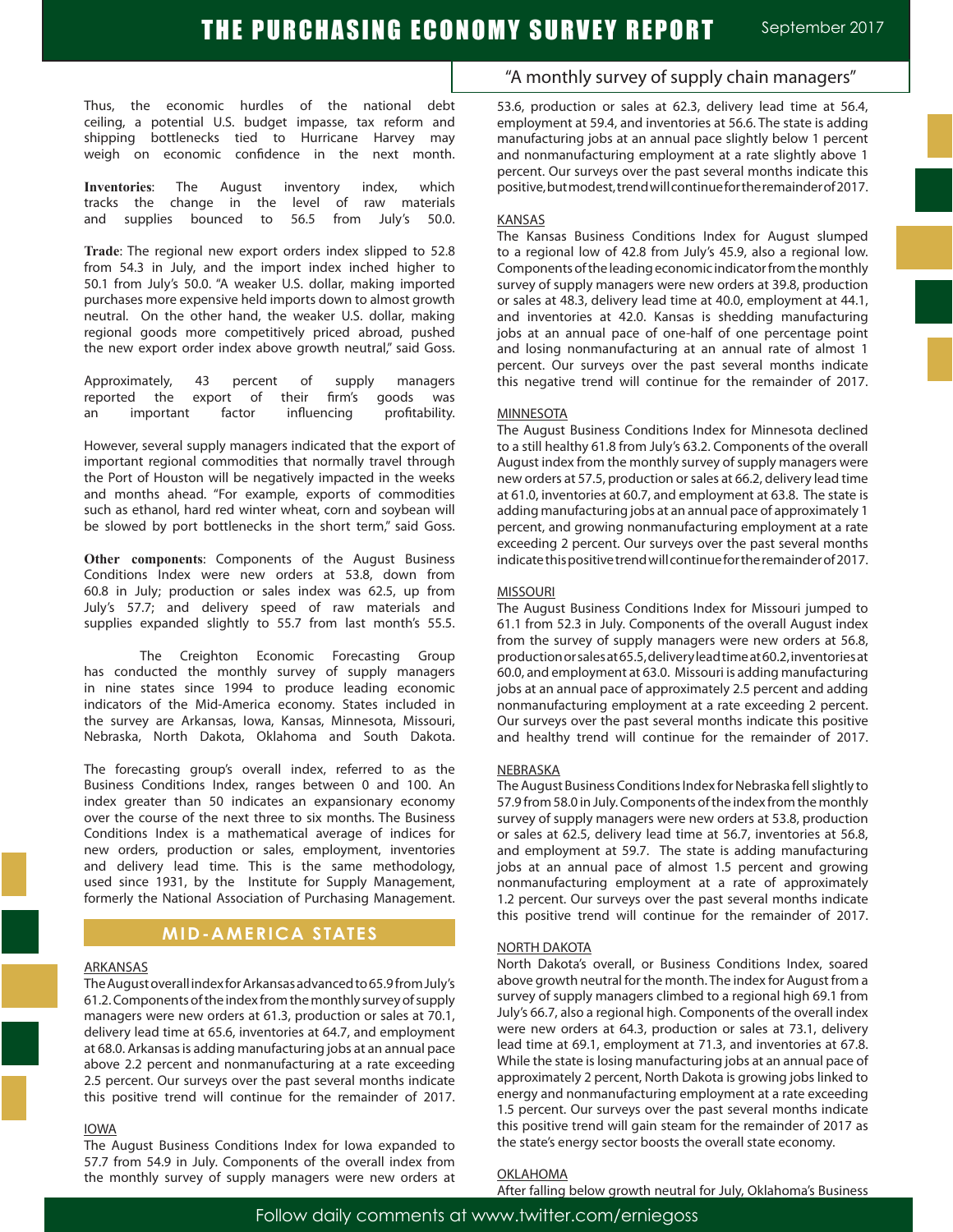Thus, the economic hurdles of the national debt ceiling, a potential U.S. budget impasse, tax reform and shipping bottlenecks tied to Hurricane Harvey may weigh on economic confidence in the next month.

**Inventories**: The August inventory index, which tracks the change in the level of raw materials and supplies bounced to 56.5 from July's 50.0.

**Trade**: The regional new export orders index slipped to 52.8 from 54.3 in July, and the import index inched higher to 50.1 from July's 50.0. "A weaker U.S. dollar, making imported purchases more expensive held imports down to almost growth neutral. On the other hand, the weaker U.S. dollar, making regional goods more competitively priced abroad, pushed the new export order index above growth neutral," said Goss.

Approximately, 43 percent of supply managers reported the export of their firm's goods was an important factor influencing profitability.

However, several supply managers indicated that the export of important regional commodities that normally travel through the Port of Houston will be negatively impacted in the weeks and months ahead. "For example, exports of commodities such as ethanol, hard red winter wheat, corn and soybean will be slowed by port bottlenecks in the short term," said Goss.

**Other components**: Components of the August Business Conditions Index were new orders at 53.8, down from 60.8 in July; production or sales index was 62.5, up from July's 57.7; and delivery speed of raw materials and supplies expanded slightly to 55.7 from last month's 55.5.

The Creighton Economic Forecasting Group has conducted the monthly survey of supply managers in nine states since 1994 to produce leading economic indicators of the Mid-America economy. States included in the survey are Arkansas, Iowa, Kansas, Minnesota, Missouri, Nebraska, North Dakota, Oklahoma and South Dakota.

The forecasting group's overall index, referred to as the Business Conditions Index, ranges between 0 and 100. An index greater than 50 indicates an expansionary economy over the course of the next three to six months. The Business Conditions Index is a mathematical average of indices for new orders, production or sales, employment, inventories and delivery lead time. This is the same methodology, used since 1931, by the Institute for Supply Management, formerly the National Association of Purchasing Management.

## MID-AMERICA STATES

### ARKANSAS

The August overall index for Arkansas advanced to 65.9 from July's 61.2. Components of the index from the monthly survey of supply managers were new orders at 61.3, production or sales at 70.1, delivery lead time at 65.6, inventories at 64.7, and employment at 68.0. Arkansas is adding manufacturing jobs at an annual pace above 2.2 percent and nonmanufacturing at a rate exceeding 2.5 percent. Our surveys over the past several months indicate this positive trend will continue for the remainder of 2017.

### IOWA

The August Business Conditions Index for Iowa expanded to 57.7 from 54.9 in July. Components of the overall index from the monthly survey of supply managers were new orders at 53.6, production or sales at 62.3, delivery lead time at 56.4, employment at 59.4, and inventories at 56.6. The state is adding manufacturing jobs at an annual pace slightly below 1 percent and nonmanufacturing employment at a rate slightly above 1 percent. Our surveys over the past several months indicate this positive, but modest, trend will continue for the remainder of 2017.

### KANSAS

The Kansas Business Conditions Index for August slumped to a regional low of 42.8 from July's 45.9, also a regional low. Components of the leading economic indicator from the monthly survey of supply managers were new orders at 39.8, production or sales at 48.3, delivery lead time at 40.0, employment at 44.1, and inventories at 42.0. Kansas is shedding manufacturing jobs at an annual pace of one-half of one percentage point and losing nonmanufacturing at an annual rate of almost 1 percent. Our surveys over the past several months indicate this negative trend will continue for the remainder of 2017.

### MINNESOTA

The August Business Conditions Index for Minnesota declined to a still healthy 61.8 from July's 63.2. Components of the overall August index from the monthly survey of supply managers were new orders at 57.5, production or sales at 66.2, delivery lead time at 61.0, inventories at 60.7, and employment at 63.8. The state is adding manufacturing jobs at an annual pace of approximately 1 percent, and growing nonmanufacturing employment at a rate exceeding 2 percent. Our surveys over the past several months indicate this positive trend will continue for the remainder of 2017.

### MISSOURI

The August Business Conditions Index for Missouri jumped to 61.1 from 52.3 in July. Components of the overall August index from the survey of supply managers were new orders at 56.8, production or sales at 65.5, delivery lead time at 60.2, inventories at 60.0, and employment at 63.0. Missouri is adding manufacturing jobs at an annual pace of approximately 2.5 percent and adding nonmanufacturing employment at a rate exceeding 2 percent. Our surveys over the past several months indicate this positive and healthy trend will continue for the remainder of 2017.

### NEBRASKA

The August Business Conditions Index for Nebraska fell slightly to 57.9 from 58.0 in July. Components of the index from the monthly survey of supply managers were new orders at 53.8, production or sales at 62.5, delivery lead time at 56.7, inventories at 56.8, and employment at 59.7. The state is adding manufacturing jobs at an annual pace of almost 1.5 percent and growing nonmanufacturing employment at a rate of approximately 1.2 percent. Our surveys over the past several months indicate this positive trend will continue for the remainder of 2017.

### NORTH DAKOTA

North Dakota's overall, or Business Conditions Index, soared above growth neutral for the month. The index for August from a survey of supply managers climbed to a regional high 69.1 from July's 66.7, also a regional high. Components of the overall index were new orders at 64.3, production or sales at 73.1, delivery lead time at 69.1, employment at 71.3, and inventories at 67.8. While the state is losing manufacturing jobs at an annual pace of approximately 2 percent, North Dakota is growing jobs linked to energy and nonmanufacturing employment at a rate exceeding 1.5 percent. Our surveys over the past several months indicate this positive trend will gain steam for the remainder of 2017 as the state's energy sector boosts the overall state economy.

### OKLAHOMA

After falling below growth neutral for July, Oklahoma's Business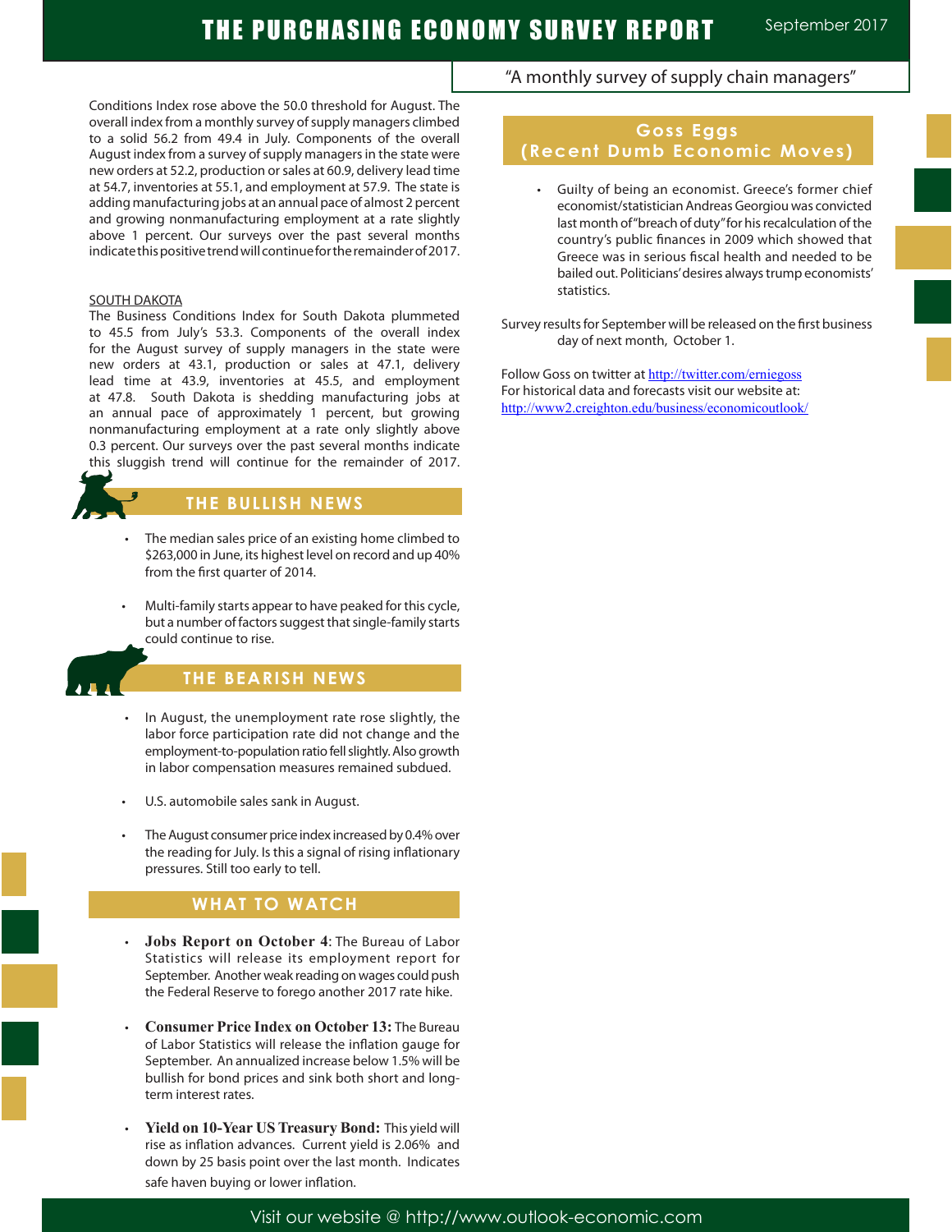Conditions Index rose above the 50.0 threshold for August. The overall index from a monthly survey of supply managers climbed to a solid 56.2 from 49.4 in July. Components of the overall August index from a survey of supply managers in the state were new orders at 52.2, production or sales at 60.9, delivery lead time at 54.7, inventories at 55.1, and employment at 57.9. The state is adding manufacturing jobs at an annual pace of almost 2 percent and growing nonmanufacturing employment at a rate slightly above 1 percent. Our surveys over the past several months indicate this positive trend will continue for the remainder of 2017.

SOUTH DAKOTA

The Business Conditions Index for South Dakota plummeted to 45.5 from July's 53.3. Components of the overall index for the August survey of supply managers in the state were new orders at 43.1, production or sales at 47.1, delivery lead time at 43.9, inventories at 45.5, and employment at 47.8. South Dakota is shedding manufacturing jobs at an annual pace of approximately 1 percent, but growing nonmanufacturing employment at a rate only slightly above 0.3 percent. Our surveys over the past several months indicate this sluggish trend will continue for the remainder of 2017.

## THE BULLISH NEWS

- The median sales price of an existing home climbed to $263,000 in June, its highest level on record and up 40% from the first quarter of 2014.
- Multi-family starts appear to have peaked for this cycle, but a number of factors suggest that single-family starts could continue to rise.

## THE BEARISH NEWS

- In August, the unemployment rate rose slightly, the labor force participation rate did not change and the employment-to-population ratio fell slightly. Also growth in labor compensation measures remained subdued.
- U.S. automobile sales sank in August.
- The August consumer price index increased by 0.4% over the reading for July. Is this a signal of rising inflationary pressures. Still too early to tell.

## WHAT TO WATCH

- **Jobs Report on October 4**: The Bureau of Labor Statistics will release its employment report for September. Another weak reading on wages could push the Federal Reserve to forego another 2017 rate hike.
- **Consumer Price Index on October 13:** The Bureau of Labor Statistics will release the inflation gauge for September. An annualized increase below 1.5% will be bullish for bond prices and sink both short and long-term interest rates.
- **Yield on 10-Year US Treasury Bond:** This yield will rise as inflation advances. Current yield is 2.06% and down by 25 basis point over the last month. Indicates safe haven buying or lower inflation.

## Goss Eggs (Recent Dumb Economic Moves)

- Guilty of being an economist. Greece's former chief economist/statistician Andreas Georgiou was convicted last month of "breach of duty" for his recalculation of the country's public finances in 2009 which showed that Greece was in serious fiscal health and needed to be bailed out. Politicians' desires always trump economists' statistics.

Survey results for September will be released on the first business day of next month, October 1.

Follow Goss on twitter at http://twitter.com/erniegoss
For historical data and forecasts visit our website at:
http://www2.creighton.edu/business/economicoutlook/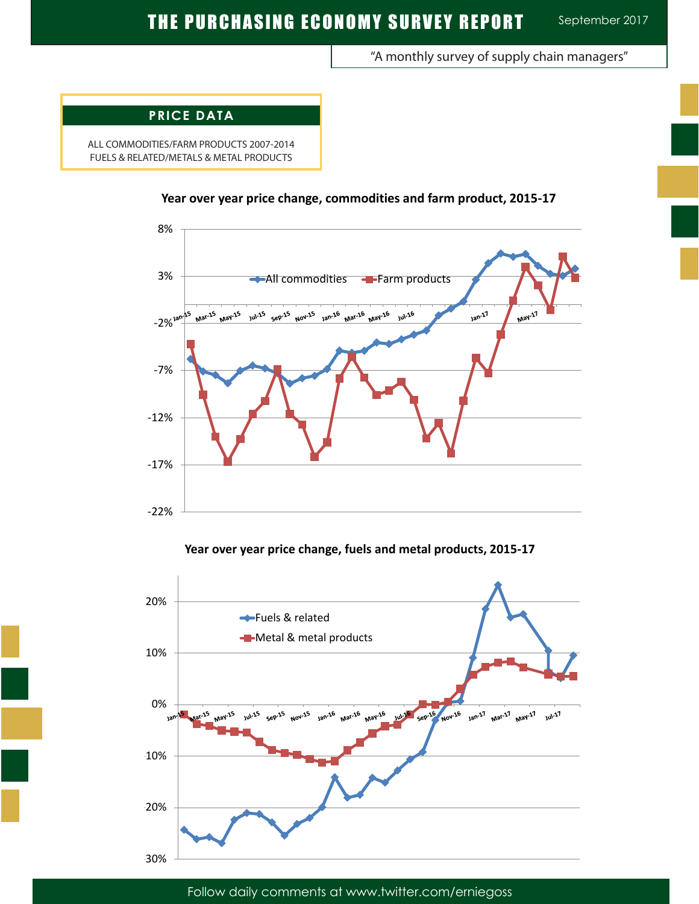# THE PURCHASING ECONOMY SURVEY REPORT

September 2017

"A monthly survey of supply chain managers"

## PRICE DATA

ALL COMMODITIES/FARM PRODUCTS 2007-2014
FUELS & RELATED/METALS & METAL PRODUCTS

**Year over year price change, commodities and farm product, 2015-17**

8%
3%
-2%
-7%
-12%
-17%
-22%

All commodities
Farm products

Jan-15, Mar-15, May-15, Jul-15, Sep-15, Nov-15, Jan-16, Mar-16, May-16, Jul-16, Jan-17, May-17

**Year over year price change, fuels and metal products, 2015-17**

20%
10%
0%
10%
20%
30%

Fuels & related
Metal & metal products

Jan-15, Mar-15, May-15, Jul-15, Sep-15, Nov-15, Jan-16, Mar-16, May-16, Jul-16, Sep-16, Nov-16, Jan-17, Mar-17, May-17, Jul-17

Follow daily comments at www.twitter.com/erniegoss